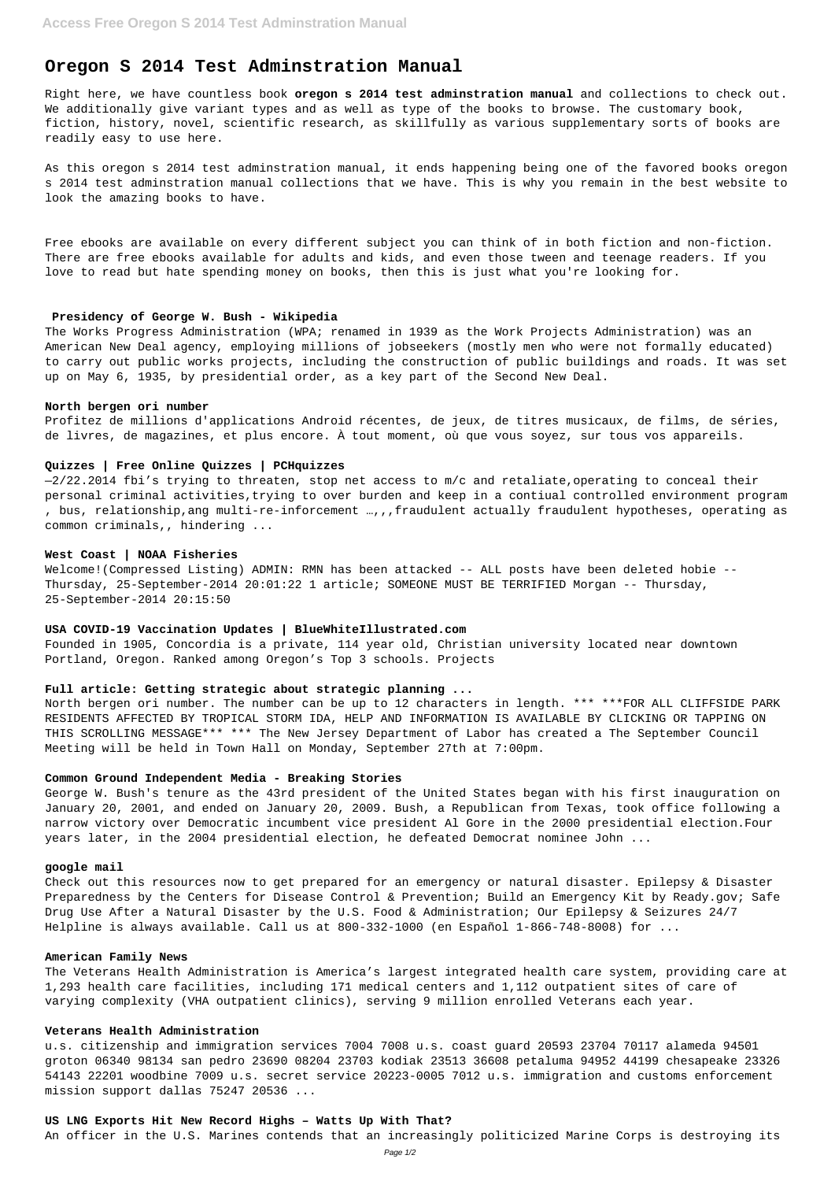# Oregon S 2014 Test Adminstration Manual

Right here, we have countless book **oregon s 2014 test adminstration manual** and collections to check out. We additionally give variant types and as well as type of the books to browse. The customary book, fiction, history, novel, scientific research, as skillfully as various supplementary sorts of books are readily easy to use here.

As this oregon s 2014 test adminstration manual, it ends happening being one of the favored books oregon s 2014 test adminstration manual collections that we have. This is why you remain in the best website to look the amazing books to have.

Free ebooks are available on every different subject you can think of in both fiction and non-fiction. There are free ebooks available for adults and kids, and even those tween and teenage readers. If you love to read but hate spending money on books, then this is just what you're looking for.

### Presidency of George W. Bush - Wikipedia

The Works Progress Administration (WPA; renamed in 1939 as the Work Projects Administration) was an American New Deal agency, employing millions of jobseekers (mostly men who were not formally educated) to carry out public works projects, including the construction of public buildings and roads. It was set up on May 6, 1935, by presidential order, as a key part of the Second New Deal.

### North bergen ori number

Profitez de millions d'applications Android récentes, de jeux, de titres musicaux, de films, de séries, de livres, de magazines, et plus encore. À tout moment, où que vous soyez, sur tous vos appareils.

### Quizzes | Free Online Quizzes | PCHquizzes

—2/22.2014 fbi's trying to threaten, stop net access to m/c and retaliate,operating to conceal their personal criminal activities,trying to over burden and keep in a contiual controlled environment program , bus, relationship,ang multi-re-inforcement …,,,fraudulent actually fraudulent hypotheses, operating as common criminals,, hindering ...

### West Coast | NOAA Fisheries

Welcome!(Compressed Listing) ADMIN: RMN has been attacked -- ALL posts have been deleted hobie -- Thursday, 25-September-2014 20:01:22 1 article; SOMEONE MUST BE TERRIFIED Morgan -- Thursday, 25-September-2014 20:15:50

### USA COVID-19 Vaccination Updates | BlueWhiteIllustrated.com

Founded in 1905, Concordia is a private, 114 year old, Christian university located near downtown Portland, Oregon. Ranked among Oregon's Top 3 schools. Projects

### Full article: Getting strategic about strategic planning ...

North bergen ori number. The number can be up to 12 characters in length. *** ***FOR ALL CLIFFSIDE PARK RESIDENTS AFFECTED BY TROPICAL STORM IDA, HELP AND INFORMATION IS AVAILABLE BY CLICKING OR TAPPING ON THIS SCROLLING MESSAGE*** *** The New Jersey Department of Labor has created a The September Council Meeting will be held in Town Hall on Monday, September 27th at 7:00pm.

### Common Ground Independent Media - Breaking Stories

George W. Bush's tenure as the 43rd president of the United States began with his first inauguration on January 20, 2001, and ended on January 20, 2009. Bush, a Republican from Texas, took office following a narrow victory over Democratic incumbent vice president Al Gore in the 2000 presidential election.Four years later, in the 2004 presidential election, he defeated Democrat nominee John ...

### google mail

Check out this resources now to get prepared for an emergency or natural disaster. Epilepsy & Disaster Preparedness by the Centers for Disease Control & Prevention; Build an Emergency Kit by Ready.gov; Safe Drug Use After a Natural Disaster by the U.S. Food & Administration; Our Epilepsy & Seizures 24/7 Helpline is always available. Call us at 800-332-1000 (en Español 1-866-748-8008) for ...

### American Family News

The Veterans Health Administration is America's largest integrated health care system, providing care at 1,293 health care facilities, including 171 medical centers and 1,112 outpatient sites of care of varying complexity (VHA outpatient clinics), serving 9 million enrolled Veterans each year.

### Veterans Health Administration

u.s. citizenship and immigration services 7004 7008 u.s. coast guard 20593 23704 70117 alameda 94501 groton 06340 98134 san pedro 23690 08204 23703 kodiak 23513 36608 petaluma 94952 44199 chesapeake 23326 54143 22201 woodbine 7009 u.s. secret service 20223-0005 7012 u.s. immigration and customs enforcement mission support dallas 75247 20536 ...

### US LNG Exports Hit New Record Highs – Watts Up With That?

An officer in the U.S. Marines contends that an increasingly politicized Marine Corps is destroying its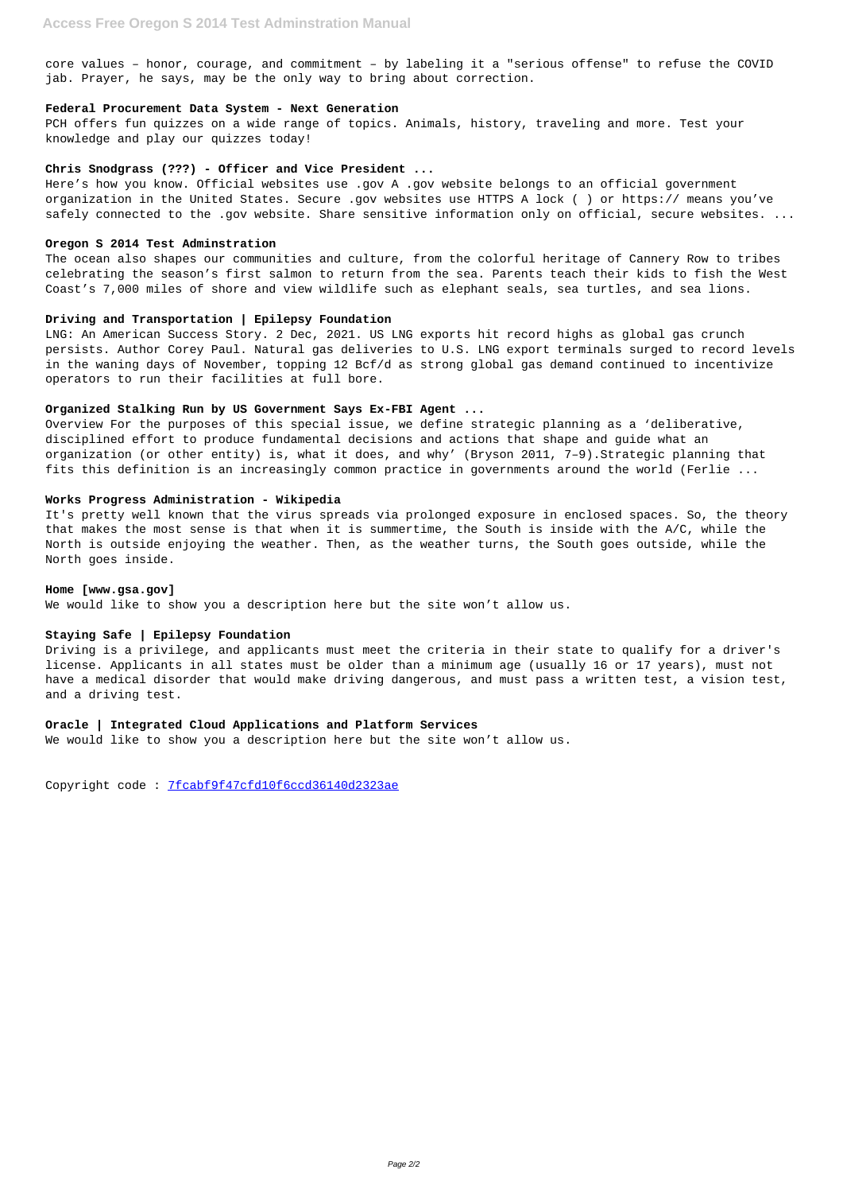core values – honor, courage, and commitment – by labeling it a "serious offense" to refuse the COVID jab. Prayer, he says, may be the only way to bring about correction.

**Federal Procurement Data System - Next Generation**

PCH offers fun quizzes on a wide range of topics. Animals, history, traveling and more. Test your knowledge and play our quizzes today!

**Chris Snodgrass (???) - Officer and Vice President ...**

Here's how you know. Official websites use .gov A .gov website belongs to an official government organization in the United States. Secure .gov websites use HTTPS A lock ( ) or https:// means you've safely connected to the .gov website. Share sensitive information only on official, secure websites. ...

**Oregon S 2014 Test Adminstration**

The ocean also shapes our communities and culture, from the colorful heritage of Cannery Row to tribes celebrating the season's first salmon to return from the sea. Parents teach their kids to fish the West Coast's 7,000 miles of shore and view wildlife such as elephant seals, sea turtles, and sea lions.

**Driving and Transportation | Epilepsy Foundation**

LNG: An American Success Story. 2 Dec, 2021. US LNG exports hit record highs as global gas crunch persists. Author Corey Paul. Natural gas deliveries to U.S. LNG export terminals surged to record levels in the waning days of November, topping 12 Bcf/d as strong global gas demand continued to incentivize operators to run their facilities at full bore.

**Organized Stalking Run by US Government Says Ex-FBI Agent ...**

Overview For the purposes of this special issue, we define strategic planning as a 'deliberative, disciplined effort to produce fundamental decisions and actions that shape and guide what an organization (or other entity) is, what it does, and why' (Bryson 2011, 7–9).Strategic planning that fits this definition is an increasingly common practice in governments around the world (Ferlie ...

**Works Progress Administration - Wikipedia**

It's pretty well known that the virus spreads via prolonged exposure in enclosed spaces. So, the theory that makes the most sense is that when it is summertime, the South is inside with the A/C, while the North is outside enjoying the weather. Then, as the weather turns, the South goes outside, while the North goes inside.

**Home [www.gsa.gov]**

We would like to show you a description here but the site won't allow us.

**Staying Safe | Epilepsy Foundation**

Driving is a privilege, and applicants must meet the criteria in their state to qualify for a driver's license. Applicants in all states must be older than a minimum age (usually 16 or 17 years), must not have a medical disorder that would make driving dangerous, and must pass a written test, a vision test, and a driving test.

**Oracle | Integrated Cloud Applications and Platform Services**

We would like to show you a description here but the site won't allow us.

Copyright code : 7fcabf9f47cfd10f6ccd36140d2323ae